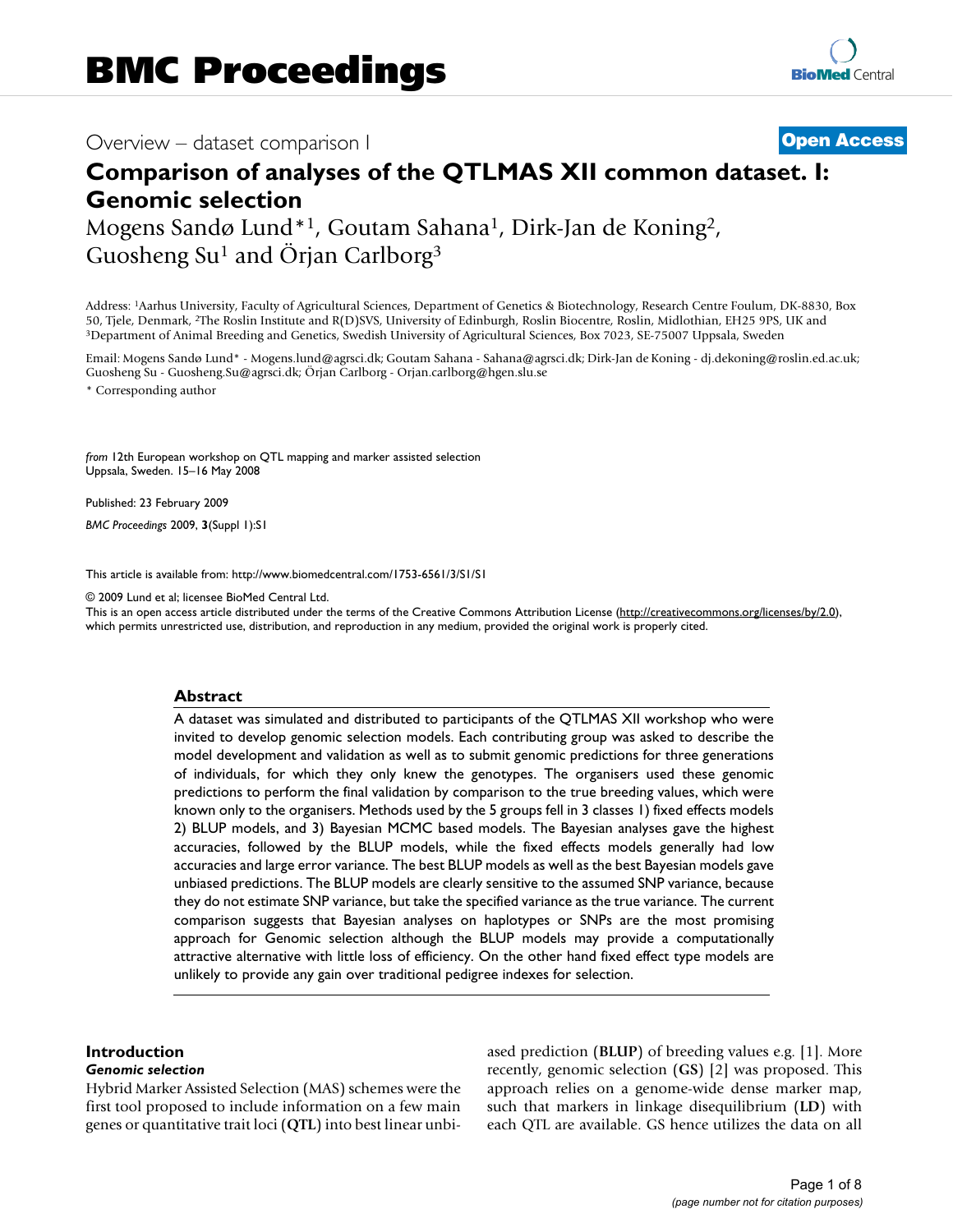Overview – dataset comparison I

**Open Access**

# Comparison of analyses of the QTLMAS XII common dataset. I: Genomic selection

Mogens Sandø Lund*[1], Goutam Sahana[1], Dirk-Jan de Koning[2], Guosheng Su[1] and Örjan Carlborg[3]

Address: [1]Aarhus University, Faculty of Agricultural Sciences, Department of Genetics & Biotechnology, Research Centre Foulum, DK-8830, Box 50, Tjele, Denmark, [2]The Roslin Institute and R(D)SVS, University of Edinburgh, Roslin Biocentre, Roslin, Midlothian, EH25 9PS, UK and [3]Department of Animal Breeding and Genetics, Swedish University of Agricultural Sciences, Box 7023, SE-75007 Uppsala, Sweden

Email: Mogens Sandø Lund* - Mogens.lund@agrsci.dk; Goutam Sahana - Sahana@agrsci.dk; Dirk-Jan de Koning - dj.dekoning@roslin.ed.ac.uk; Guosheng Su - Guosheng.Su@agrsci.dk; Örjan Carlborg - Orjan.carlborg@hgen.slu.se

* Corresponding author

*from* 12th European workshop on QTL mapping and marker assisted selection
Uppsala, Sweden. 15–16 May 2008

Published: 23 February 2009

*BMC Proceedings* 2009, **3**(Suppl 1):S1

This article is available from: http://www.biomedcentral.com/1753-6561/3/S1/S1

© 2009 Lund et al; licensee BioMed Central Ltd.
This is an open access article distributed under the terms of the Creative Commons Attribution License (http://creativecommons.org/licenses/by/2.0), which permits unrestricted use, distribution, and reproduction in any medium, provided the original work is properly cited.

## Abstract

A dataset was simulated and distributed to participants of the QTLMAS XII workshop who were invited to develop genomic selection models. Each contributing group was asked to describe the model development and validation as well as to submit genomic predictions for three generations of individuals, for which they only knew the genotypes. The organisers used these genomic predictions to perform the final validation by comparison to the true breeding values, which were known only to the organisers. Methods used by the 5 groups fell in 3 classes 1) fixed effects models 2) BLUP models, and 3) Bayesian MCMC based models. The Bayesian analyses gave the highest accuracies, followed by the BLUP models, while the fixed effects models generally had low accuracies and large error variance. The best BLUP models as well as the best Bayesian models gave unbiased predictions. The BLUP models are clearly sensitive to the assumed SNP variance, because they do not estimate SNP variance, but take the specified variance as the true variance. The current comparison suggests that Bayesian analyses on haplotypes or SNPs are the most promising approach for Genomic selection although the BLUP models may provide a computationally attractive alternative with little loss of efficiency. On the other hand fixed effect type models are unlikely to provide any gain over traditional pedigree indexes for selection.

## Introduction

### *Genomic selection*

Hybrid Marker Assisted Selection (MAS) schemes were the first tool proposed to include information on a few main genes or quantitative trait loci (**QTL**) into best linear unbiased prediction (**BLUP**) of breeding values e.g. [1]. More recently, genomic selection (**GS**) [2] was proposed. This approach relies on a genome-wide dense marker map, such that markers in linkage disequilibrium (**LD**) with each QTL are available. GS hence utilizes the data on all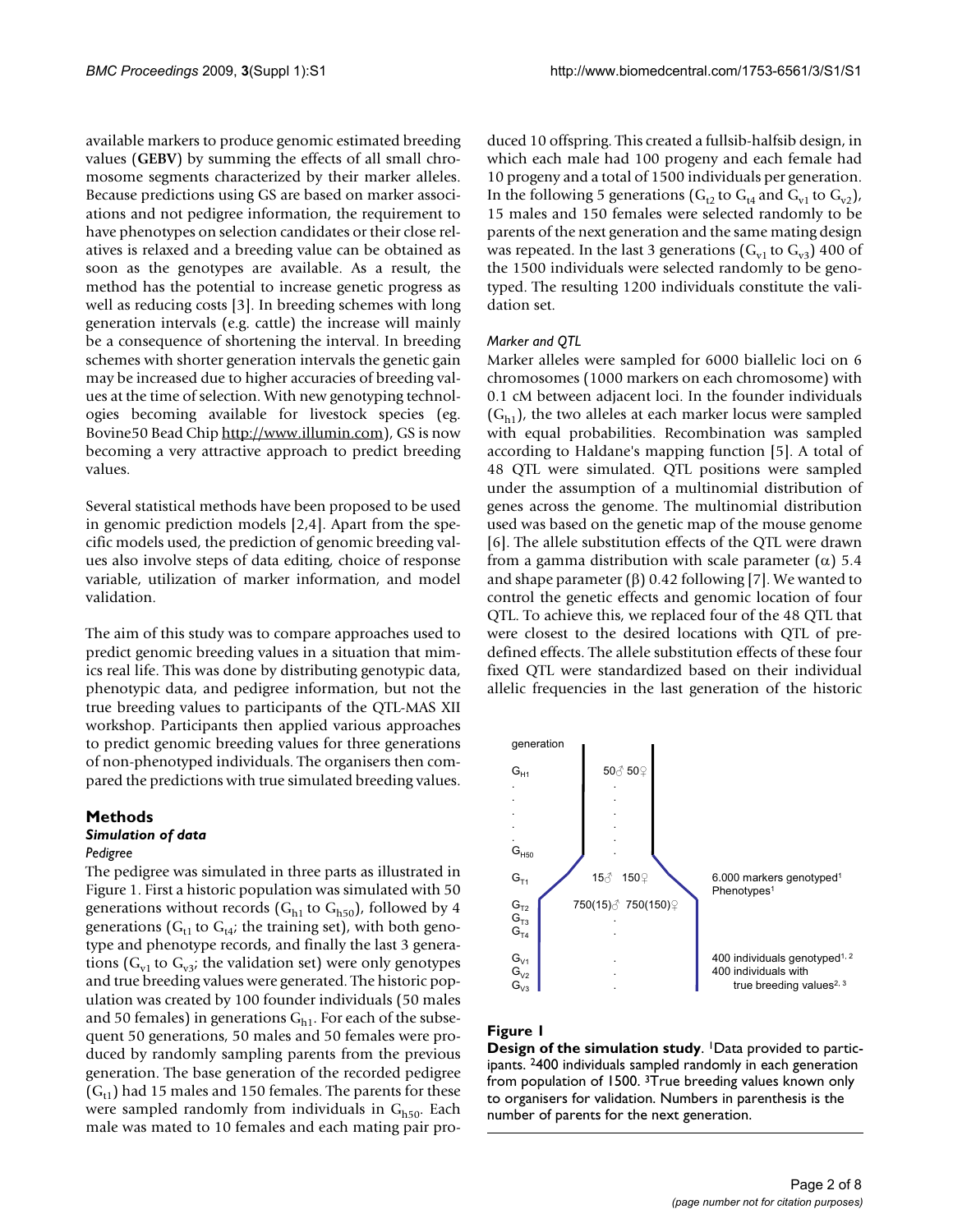available markers to produce genomic estimated breeding values (**GEBV**) by summing the effects of all small chromosome segments characterized by their marker alleles. Because predictions using GS are based on marker associations and not pedigree information, the requirement to have phenotypes on selection candidates or their close relatives is relaxed and a breeding value can be obtained as soon as the genotypes are available. As a result, the method has the potential to increase genetic progress as well as reducing costs [3]. In breeding schemes with long generation intervals (e.g. cattle) the increase will mainly be a consequence of shortening the interval. In breeding schemes with shorter generation intervals the genetic gain may be increased due to higher accuracies of breeding values at the time of selection. With new genotyping technologies becoming available for livestock species (eg. Bovine50 Bead Chip http://www.illumin.com), GS is now becoming a very attractive approach to predict breeding values.

Several statistical methods have been proposed to be used in genomic prediction models [2,4]. Apart from the specific models used, the prediction of genomic breeding values also involve steps of data editing, choice of response variable, utilization of marker information, and model validation.

The aim of this study was to compare approaches used to predict genomic breeding values in a situation that mimics real life. This was done by distributing genotypic data, phenotypic data, and pedigree information, but not the true breeding values to participants of the QTL-MAS XII workshop. Participants then applied various approaches to predict genomic breeding values for three generations of non-phenotyped individuals. The organisers then compared the predictions with true simulated breeding values.

## Methods

### *Simulation of data*

#### *Pedigree*

The pedigree was simulated in three parts as illustrated in Figure 1. First a historic population was simulated with 50 generations without records ($G_{h1}$ to $G_{h50}$), followed by 4 generations ($G_{t1}$ to $G_{t4}$; the training set), with both genotype and phenotype records, and finally the last 3 generations ($G_{v1}$ to $G_{v3}$; the validation set) were only genotypes and true breeding values were generated. The historic population was created by 100 founder individuals (50 males and 50 females) in generations $G_{h1}$. For each of the subsequent 50 generations, 50 males and 50 females were produced by randomly sampling parents from the previous generation. The base generation of the recorded pedigree ($G_{t1}$) had 15 males and 150 females. The parents for these were sampled randomly from individuals in $G_{h50}$. Each male was mated to 10 females and each mating pair produced 10 offspring. This created a fullsib-halfsib design, in which each male had 100 progeny and each female had 10 progeny and a total of 1500 individuals per generation. In the following 5 generations ($G_{t2}$ to $G_{t4}$ and $G_{v1}$ to $G_{v2}$), 15 males and 150 females were selected randomly to be parents of the next generation and the same mating design was repeated. In the last 3 generations ($G_{v1}$ to $G_{v3}$) 400 of the 1500 individuals were selected randomly to be genotyped. The resulting 1200 individuals constitute the validation set.

#### *Marker and QTL*

Marker alleles were sampled for 6000 biallelic loci on 6 chromosomes (1000 markers on each chromosome) with 0.1 cM between adjacent loci. In the founder individuals ($G_{h1}$), the two alleles at each marker locus were sampled with equal probabilities. Recombination was sampled according to Haldane's mapping function [5]. A total of 48 QTL were simulated. QTL positions were sampled under the assumption of a multinomial distribution of genes across the genome. The multinomial distribution used was based on the genetic map of the mouse genome [6]. The allele substitution effects of the QTL were drawn from a gamma distribution with scale parameter ($\alpha$) 5.4 and shape parameter ($\beta$) 0.42 following [7]. We wanted to control the genetic effects and genomic location of four QTL. To achieve this, we replaced four of the 48 QTL that were closest to the desired locations with QTL of predefined effects. The allele substitution effects of these four fixed QTL were standardized based on their individual allelic frequencies in the last generation of the historic

| generation | | |
|---|---|---|
| $G_{H1}$ | 50♂ 50♀ | |
| $G_{H50}$ | | |
| $G_{T1}$ | 15♂ 150♀ | 6.000 markers genotyped[1] Phenotypes[1] |
| $G_{T2}$ $G_{T3}$ $G_{T4}$ | 750(15)♂ 750(150)♀ | |
| $G_{V1}$ $G_{V2}$ $G_{V3}$ | | 400 individuals genotyped[1, 2] 400 individuals with true breeding values[2, 3] |

**Figure 1**
**Design of the simulation study**. [1]Data provided to participants. [2]400 individuals sampled randomly in each generation from population of 1500. [3]True breeding values known only to organisers for validation. Numbers in parenthesis is the number of parents for the next generation.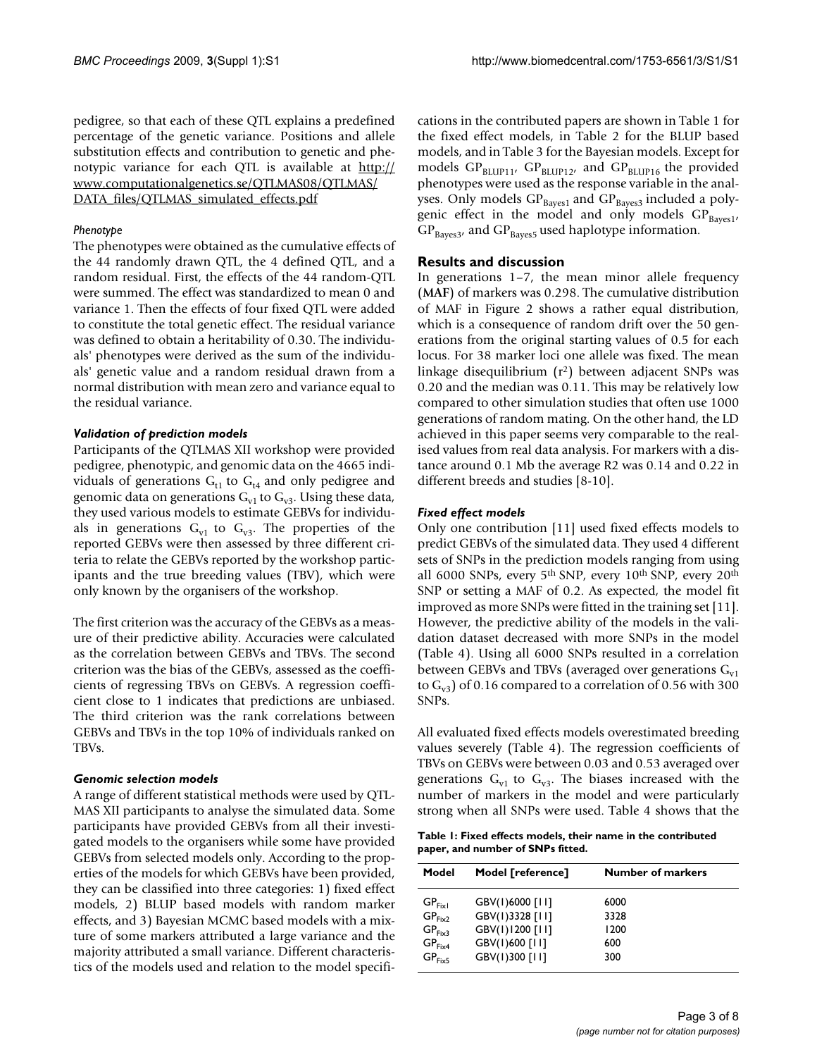pedigree, so that each of these QTL explains a predefined percentage of the genetic variance. Positions and allele substitution effects and contribution to genetic and phenotypic variance for each QTL is available at http://www.computationalgenetics.se/QTLMAS08/QTLMAS/DATA_files/QTLMAS_simulated_effects.pdf

### *Phenotype*

The phenotypes were obtained as the cumulative effects of the 44 randomly drawn QTL, the 4 defined QTL, and a random residual. First, the effects of the 44 random-QTL were summed. The effect was standardized to mean 0 and variance 1. Then the effects of four fixed QTL were added to constitute the total genetic effect. The residual variance was defined to obtain a heritability of 0.30. The individuals' phenotypes were derived as the sum of the individuals' genetic value and a random residual drawn from a normal distribution with mean zero and variance equal to the residual variance.

### *Validation of prediction models*

Participants of the QTLMAS XII workshop were provided pedigree, phenotypic, and genomic data on the 4665 individuals of generations $G_{t1}$ to $G_{t4}$ and only pedigree and genomic data on generations $G_{v1}$ to $G_{v3}$. Using these data, they used various models to estimate GEBVs for individuals in generations $G_{v1}$ to $G_{v3}$. The properties of the reported GEBVs were then assessed by three different criteria to relate the GEBVs reported by the workshop participants and the true breeding values (TBV), which were only known by the organisers of the workshop.

The first criterion was the accuracy of the GEBVs as a measure of their predictive ability. Accuracies were calculated as the correlation between GEBVs and TBVs. The second criterion was the bias of the GEBVs, assessed as the coefficients of regressing TBVs on GEBVs. A regression coefficient close to 1 indicates that predictions are unbiased. The third criterion was the rank correlations between GEBVs and TBVs in the top 10% of individuals ranked on TBVs.

### *Genomic selection models*

A range of different statistical methods were used by QTLMAS XII participants to analyse the simulated data. Some participants have provided GEBVs from all their investigated models to the organisers while some have provided GEBVs from selected models only. According to the properties of the models for which GEBVs have been provided, they can be classified into three categories: 1) fixed effect models, 2) BLUP based models with random marker effects, and 3) Bayesian MCMC based models with a mixture of some markers attributed a large variance and the majority attributed a small variance. Different characteristics of the models used and relation to the model specifications in the contributed papers are shown in Table 1 for the fixed effect models, in Table 2 for the BLUP based models, and in Table 3 for the Bayesian models. Except for models $GP_{BLUP11}$, $GP_{BLUP12}$, and $GP_{BLUP16}$ the provided phenotypes were used as the response variable in the analyses. Only models $GP_{Bayes1}$ and $GP_{Bayes3}$ included a polygenic effect in the model and only models $GP_{Bayes1}$, $GP_{Bayes3}$, and $GP_{Bayes5}$ used haplotype information.

## Results and discussion

In generations 1–7, the mean minor allele frequency (MAF) of markers was 0.298. The cumulative distribution of MAF in Figure 2 shows a rather equal distribution, which is a consequence of random drift over the 50 generations from the original starting values of 0.5 for each locus. For 38 marker loci one allele was fixed. The mean linkage disequilibrium ($r^2$) between adjacent SNPs was 0.20 and the median was 0.11. This may be relatively low compared to other simulation studies that often use 1000 generations of random mating. On the other hand, the LD achieved in this paper seems very comparable to the realised values from real data analysis. For markers with a distance around 0.1 Mb the average R2 was 0.14 and 0.22 in different breeds and studies [8-10].

### *Fixed effect models*

Only one contribution [11] used fixed effects models to predict GEBVs of the simulated data. They used 4 different sets of SNPs in the prediction models ranging from using all 6000 SNPs, every 5th SNP, every 10th SNP, every 20th SNP or setting a MAF of 0.2. As expected, the model fit improved as more SNPs were fitted in the training set [11]. However, the predictive ability of the models in the validation dataset decreased with more SNPs in the model (Table 4). Using all 6000 SNPs resulted in a correlation between GEBVs and TBVs (averaged over generations $G_{v1}$ to $G_{v3}$) of 0.16 compared to a correlation of 0.56 with 300 SNPs.

All evaluated fixed effects models overestimated breeding values severely (Table 4). The regression coefficients of TBVs on GEBVs were between 0.03 and 0.53 averaged over generations $G_{v1}$ to $G_{v3}$. The biases increased with the number of markers in the model and were particularly strong when all SNPs were used. Table 4 shows that the

**Table 1: Fixed effects models, their name in the contributed paper, and number of SNPs fitted.**

| Model | Model [reference] | Number of markers |
|---|---|---|
| $GP_{Fix1}$ | GBV(1)6000 [11] | 6000 |
| $GP_{Fix2}$ | GBV(1)3328 [11] | 3328 |
| $GP_{Fix3}$ | GBV(1)1200 [11] | 1200 |
| $GP_{Fix4}$ | GBV(1)600 [11] | 600 |
| $GP_{Fix5}$ | GBV(1)300 [11] | 300 |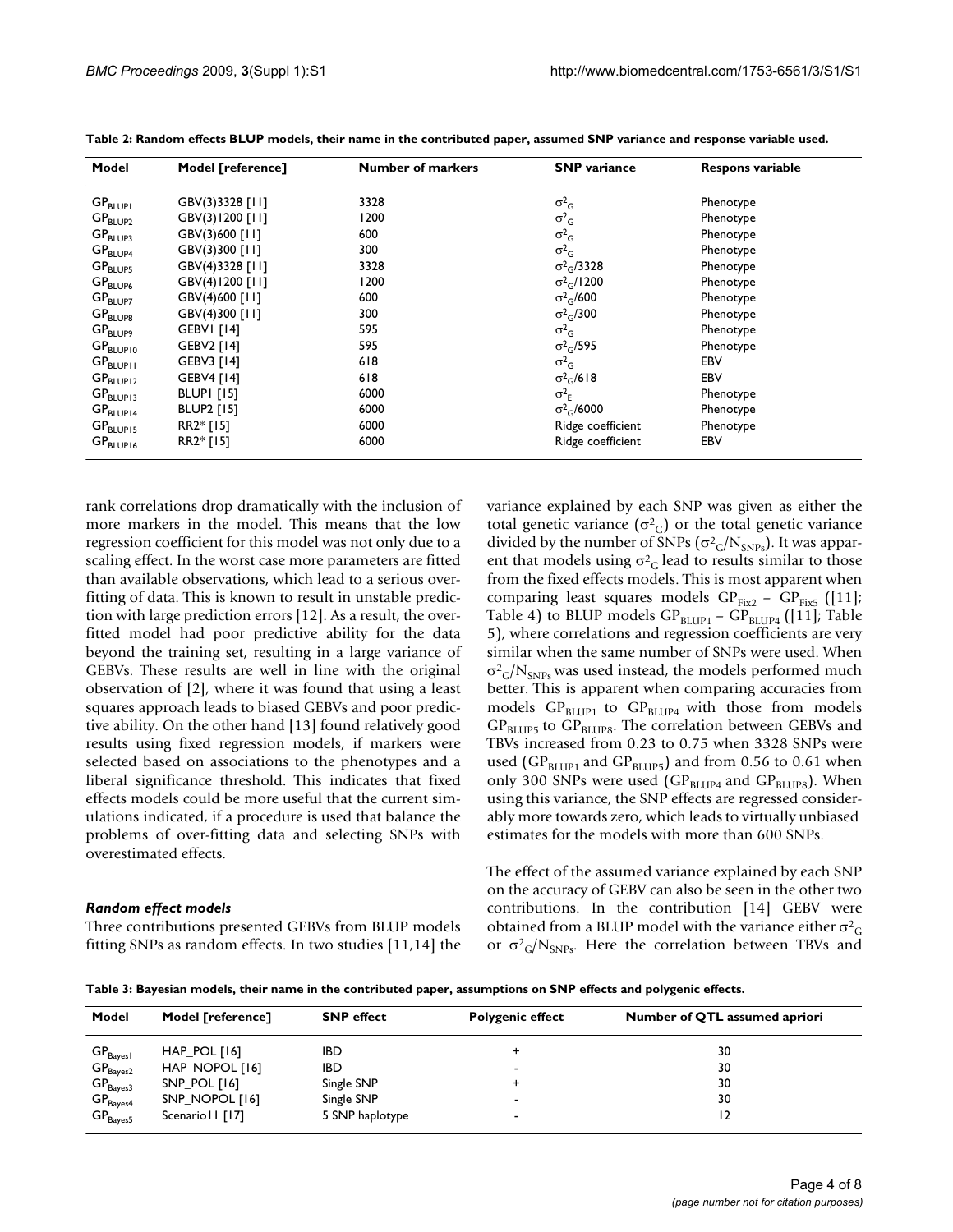**Table 2: Random effects BLUP models, their name in the contributed paper, assumed SNP variance and response variable used.**

| Model | Model [reference] | Number of markers | SNP variance | Respons variable |
|---|---|---|---|---|
| $GP_{BLUP1}$ | GBV(3)3328 [11] | 3328 | $\sigma^2_G$ | Phenotype |
| $GP_{BLUP2}$ | GBV(3)1200 [11] | 1200 | $\sigma^2_G$ | Phenotype |
| $GP_{BLUP3}$ | GBV(3)600 [11] | 600 | $\sigma^2_G$ | Phenotype |
| $GP_{BLUP4}$ | GBV(3)300 [11] | 300 | $\sigma^2_G$ | Phenotype |
| $GP_{BLUP5}$ | GBV(4)3328 [11] | 3328 | $\sigma^2_G/3328$ | Phenotype |
| $GP_{BLUP6}$ | GBV(4)1200 [11] | 1200 | $\sigma^2_G/1200$ | Phenotype |
| $GP_{BLUP7}$ | GBV(4)600 [11] | 600 | $\sigma^2_G/600$ | Phenotype |
| $GP_{BLUP8}$ | GBV(4)300 [11] | 300 | $\sigma^2_G/300$ | Phenotype |
| $GP_{BLUP9}$ | GEBV1 [14] | 595 | $\sigma^2_G$ | Phenotype |
| $GP_{BLUP10}$ | GEBV2 [14] | 595 | $\sigma^2_G/595$ | Phenotype |
| $GP_{BLUP11}$ | GEBV3 [14] | 618 | $\sigma^2_G$ | EBV |
| $GP_{BLUP12}$ | GEBV4 [14] | 618 | $\sigma^2_G/618$ | EBV |
| $GP_{BLUP13}$ | BLUP1 [15] | 6000 | $\sigma^2_E$ | Phenotype |
| $GP_{BLUP14}$ | BLUP2 [15] | 6000 | $\sigma^2_G/6000$ | Phenotype |
| $GP_{BLUP15}$ | RR2* [15] | 6000 | Ridge coefficient | Phenotype |
| $GP_{BLUP16}$ | RR2* [15] | 6000 | Ridge coefficient | EBV |

rank correlations drop dramatically with the inclusion of more markers in the model. This means that the low regression coefficient for this model was not only due to a scaling effect. In the worst case more parameters are fitted than available observations, which lead to a serious over-fitting of data. This is known to result in unstable prediction with large prediction errors [12]. As a result, the over-fitted model had poor predictive ability for the data beyond the training set, resulting in a large variance of GEBVs. These results are well in line with the original observation of [2], where it was found that using a least squares approach leads to biased GEBVs and poor predictive ability. On the other hand [13] found relatively good results using fixed regression models, if markers were selected based on associations to the phenotypes and a liberal significance threshold. This indicates that fixed effects models could be more useful that the current simulations indicated, if a procedure is used that balance the problems of over-fitting data and selecting SNPs with overestimated effects.

### *Random effect models*

Three contributions presented GEBVs from BLUP models fitting SNPs as random effects. In two studies [11,14] the variance explained by each SNP was given as either the total genetic variance ($\sigma^2_G$) or the total genetic variance divided by the number of SNPs ($\sigma^2_G/N_{SNPs}$). It was apparent that models using $\sigma^2_G$ lead to results similar to those from the fixed effects models. This is most apparent when comparing least squares models $GP_{Fix2}$ – $GP_{Fix5}$ ([11]; Table 4) to BLUP models $GP_{BLUP1}$ – $GP_{BLUP4}$ ([11]; Table 5), where correlations and regression coefficients are very similar when the same number of SNPs were used. When $\sigma^2_G/N_{SNPs}$ was used instead, the models performed much better. This is apparent when comparing accuracies from models $GP_{BLUP1}$ to $GP_{BLUP4}$ with those from models $GP_{BLUP5}$ to $GP_{BLUP8}$. The correlation between GEBVs and TBVs increased from 0.23 to 0.75 when 3328 SNPs were used ($GP_{BLUP1}$ and $GP_{BLUP5}$) and from 0.56 to 0.61 when only 300 SNPs were used ($GP_{BLUP4}$ and $GP_{BLUP8}$). When using this variance, the SNP effects are regressed considerably more towards zero, which leads to virtually unbiased estimates for the models with more than 600 SNPs.

The effect of the assumed variance explained by each SNP on the accuracy of GEBV can also be seen in the other two contributions. In the contribution [14] GEBV were obtained from a BLUP model with the variance either $\sigma^2_G$ or $\sigma^2_G/N_{SNPs}$. Here the correlation between TBVs and

**Table 3: Bayesian models, their name in the contributed paper, assumptions on SNP effects and polygenic effects.**

| Model | Model [reference] | SNP effect | Polygenic effect | Number of QTL assumed apriori |
|---|---|---|---|---|
| $GP_{Bayes1}$ | HAP_POL [16] | IBD | + | 30 |
| $GP_{Bayes2}$ | HAP_NOPOL [16] | IBD | - | 30 |
| $GP_{Bayes3}$ | SNP_POL [16] | Single SNP | + | 30 |
| $GP_{Bayes4}$ | SNP_NOPOL [16] | Single SNP | - | 30 |
| $GP_{Bayes5}$ | Scenario11 [17] | 5 SNP haplotype | - | 12 |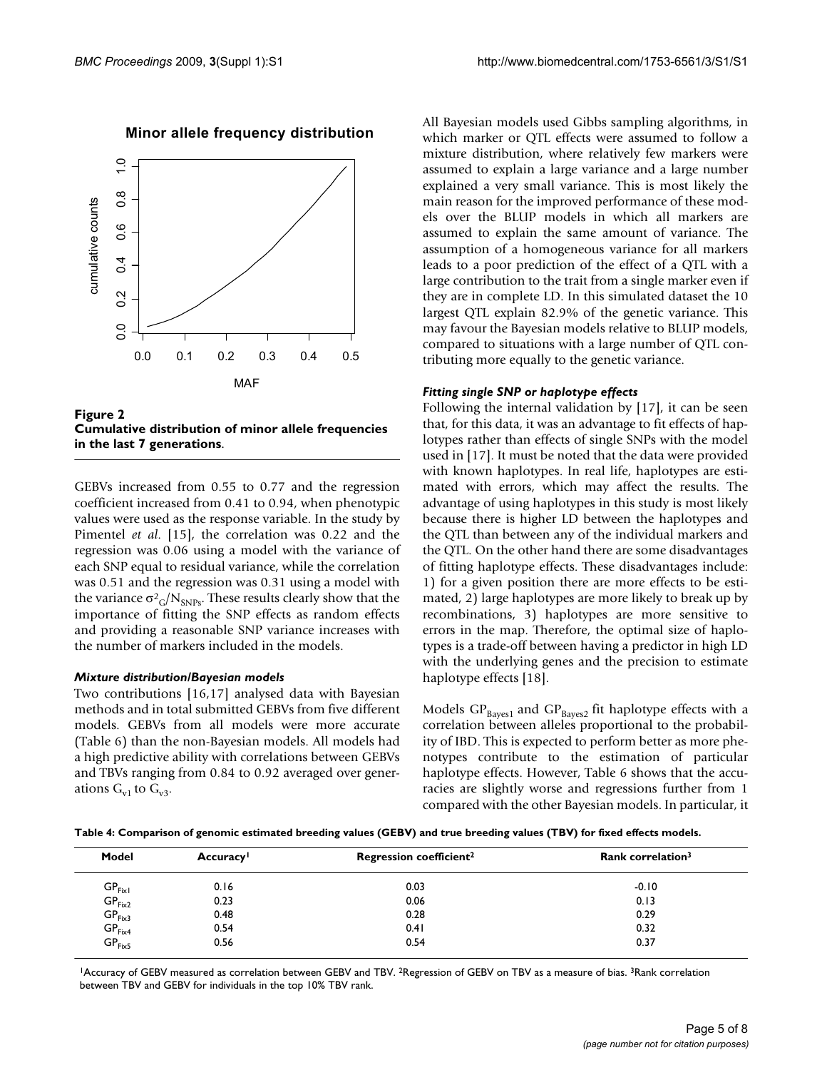**Figure 2**
**Cumulative distribution of minor allele frequencies in the last 7 generations**.

GEBVs increased from 0.55 to 0.77 and the regression coefficient increased from 0.41 to 0.94, when phenotypic values were used as the response variable. In the study by Pimentel *et al*. [15], the correlation was 0.22 and the regression was 0.06 using a model with the variance of each SNP equal to residual variance, while the correlation was 0.51 and the regression was 0.31 using a model with the variance $\sigma^2_G/N_{SNPs}$. These results clearly show that the importance of fitting the SNP effects as random effects and providing a reasonable SNP variance increases with the number of markers included in the models.

### *Mixture distribution/Bayesian models*

Two contributions [16,17] analysed data with Bayesian methods and in total submitted GEBVs from five different models. GEBVs from all models were more accurate (Table 6) than the non-Bayesian models. All models had a high predictive ability with correlations between GEBVs and TBVs ranging from 0.84 to 0.92 averaged over generations $G_{v1}$ to $G_{v3}$.

All Bayesian models used Gibbs sampling algorithms, in which marker or QTL effects were assumed to follow a mixture distribution, where relatively few markers were assumed to explain a large variance and a large number explained a very small variance. This is most likely the main reason for the improved performance of these models over the BLUP models in which all markers are assumed to explain the same amount of variance. The assumption of a homogeneous variance for all markers leads to a poor prediction of the effect of a QTL with a large contribution to the trait from a single marker even if they are in complete LD. In this simulated dataset the 10 largest QTL explain 82.9% of the genetic variance. This may favour the Bayesian models relative to BLUP models, compared to situations with a large number of QTL contributing more equally to the genetic variance.

### *Fitting single SNP or haplotype effects*

Following the internal validation by [17], it can be seen that, for this data, it was an advantage to fit effects of haplotypes rather than effects of single SNPs with the model used in [17]. It must be noted that the data were provided with known haplotypes. In real life, haplotypes are estimated with errors, which may affect the results. The advantage of using haplotypes in this study is most likely because there is higher LD between the haplotypes and the QTL than between any of the individual markers and the QTL. On the other hand there are some disadvantages of fitting haplotype effects. These disadvantages include: 1) for a given position there are more effects to be estimated, 2) large haplotypes are more likely to break up by recombinations, 3) haplotypes are more sensitive to errors in the map. Therefore, the optimal size of haplotypes is a trade-off between having a predictor in high LD with the underlying genes and the precision to estimate haplotype effects [18].

Models $GP_{Bayes1}$ and $GP_{Bayes2}$ fit haplotype effects with a correlation between alleles proportional to the probability of IBD. This is expected to perform better as more phenotypes contribute to the estimation of particular haplotype effects. However, Table 6 shows that the accuracies are slightly worse and regressions further from 1 compared with the other Bayesian models. In particular, it

**Table 4: Comparison of genomic estimated breeding values (GEBV) and true breeding values (TBV) for fixed effects models.**

| Model | Accuracy[1] | Regression coefficient[2] | Rank correlation[3] |
|---|---|---|---|
| $GP_{Fix1}$ | 0.16 | 0.03 | -0.10 |
| $GP_{Fix2}$ | 0.23 | 0.06 | 0.13 |
| $GP_{Fix3}$ | 0.48 | 0.28 | 0.29 |
| $GP_{Fix4}$ | 0.54 | 0.41 | 0.32 |
| $GP_{Fix5}$ | 0.56 | 0.54 | 0.37 |

[1]Accuracy of GEBV measured as correlation between GEBV and TBV. [2]Regression of GEBV on TBV as a measure of bias. [3]Rank correlation between TBV and GEBV for individuals in the top 10% TBV rank.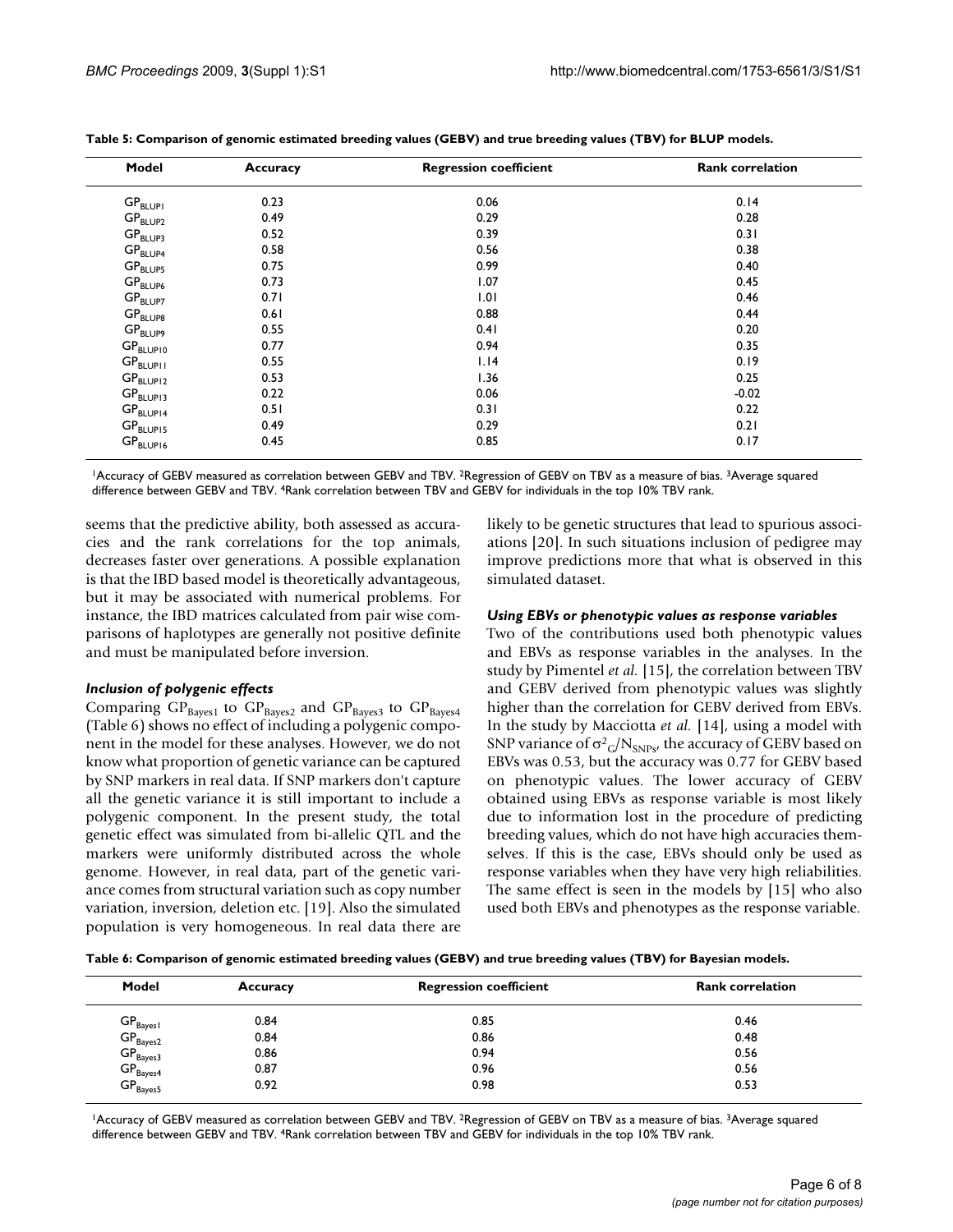**Table 5: Comparison of genomic estimated breeding values (GEBV) and true breeding values (TBV) for BLUP models.**

| Model | Accuracy | Regression coefficient | Rank correlation |
| --- | --- | --- | --- |
| $GP_{BLUP1}$ | 0.23 | 0.06 | 0.14 |
| $GP_{BLUP2}$ | 0.49 | 0.29 | 0.28 |
| $GP_{BLUP3}$ | 0.52 | 0.39 | 0.31 |
| $GP_{BLUP4}$ | 0.58 | 0.56 | 0.38 |
| $GP_{BLUP5}$ | 0.75 | 0.99 | 0.40 |
| $GP_{BLUP6}$ | 0.73 | 1.07 | 0.45 |
| $GP_{BLUP7}$ | 0.71 | 1.01 | 0.46 |
| $GP_{BLUP8}$ | 0.61 | 0.88 | 0.44 |
| $GP_{BLUP9}$ | 0.55 | 0.41 | 0.20 |
| $GP_{BLUP10}$ | 0.77 | 0.94 | 0.35 |
| $GP_{BLUP11}$ | 0.55 | 1.14 | 0.19 |
| $GP_{BLUP12}$ | 0.53 | 1.36 | 0.25 |
| $GP_{BLUP13}$ | 0.22 | 0.06 | -0.02 |
| $GP_{BLUP14}$ | 0.51 | 0.31 | 0.22 |
| $GP_{BLUP15}$ | 0.49 | 0.29 | 0.21 |
| $GP_{BLUP16}$ | 0.45 | 0.85 | 0.17 |

[1]Accuracy of GEBV measured as correlation between GEBV and TBV. [2]Regression of GEBV on TBV as a measure of bias. [3]Average squared difference between GEBV and TBV. [4]Rank correlation between TBV and GEBV for individuals in the top 10% TBV rank.

seems that the predictive ability, both assessed as accuracies and the rank correlations for the top animals, decreases faster over generations. A possible explanation is that the IBD based model is theoretically advantageous, but it may be associated with numerical problems. For instance, the IBD matrices calculated from pair wise comparisons of haplotypes are generally not positive definite and must be manipulated before inversion.

### *Inclusion of polygenic effects*

Comparing $GP_{Bayes1}$ to $GP_{Bayes2}$ and $GP_{Bayes3}$ to $GP_{Bayes4}$ (Table 6) shows no effect of including a polygenic component in the model for these analyses. However, we do not know what proportion of genetic variance can be captured by SNP markers in real data. If SNP markers don't capture all the genetic variance it is still important to include a polygenic component. In the present study, the total genetic effect was simulated from bi-allelic QTL and the markers were uniformly distributed across the whole genome. However, in real data, part of the genetic variance comes from structural variation such as copy number variation, inversion, deletion etc. [19]. Also the simulated population is very homogeneous. In real data there are likely to be genetic structures that lead to spurious associations [20]. In such situations inclusion of pedigree may improve predictions more that what is observed in this simulated dataset.

### *Using EBVs or phenotypic values as response variables*

Two of the contributions used both phenotypic values and EBVs as response variables in the analyses. In the study by Pimentel *et al.* [15], the correlation between TBV and GEBV derived from phenotypic values was slightly higher than the correlation for GEBV derived from EBVs. In the study by Macciotta *et al.* [14], using a model with SNP variance of $\sigma^2_G/N_{SNPs}$, the accuracy of GEBV based on EBVs was 0.53, but the accuracy was 0.77 for GEBV based on phenotypic values. The lower accuracy of GEBV obtained using EBVs as response variable is most likely due to information lost in the procedure of predicting breeding values, which do not have high accuracies themselves. If this is the case, EBVs should only be used as response variables when they have very high reliabilities. The same effect is seen in the models by [15] who also used both EBVs and phenotypes as the response variable.

**Table 6: Comparison of genomic estimated breeding values (GEBV) and true breeding values (TBV) for Bayesian models.**

| Model | Accuracy | Regression coefficient | Rank correlation |
| --- | --- | --- | --- |
| $GP_{Bayes1}$ | 0.84 | 0.85 | 0.46 |
| $GP_{Bayes2}$ | 0.84 | 0.86 | 0.48 |
| $GP_{Bayes3}$ | 0.86 | 0.94 | 0.56 |
| $GP_{Bayes4}$ | 0.87 | 0.96 | 0.56 |
| $GP_{Bayes5}$ | 0.92 | 0.98 | 0.53 |

[1]Accuracy of GEBV measured as correlation between GEBV and TBV. [2]Regression of GEBV on TBV as a measure of bias. [3]Average squared difference between GEBV and TBV. [4]Rank correlation between TBV and GEBV for individuals in the top 10% TBV rank.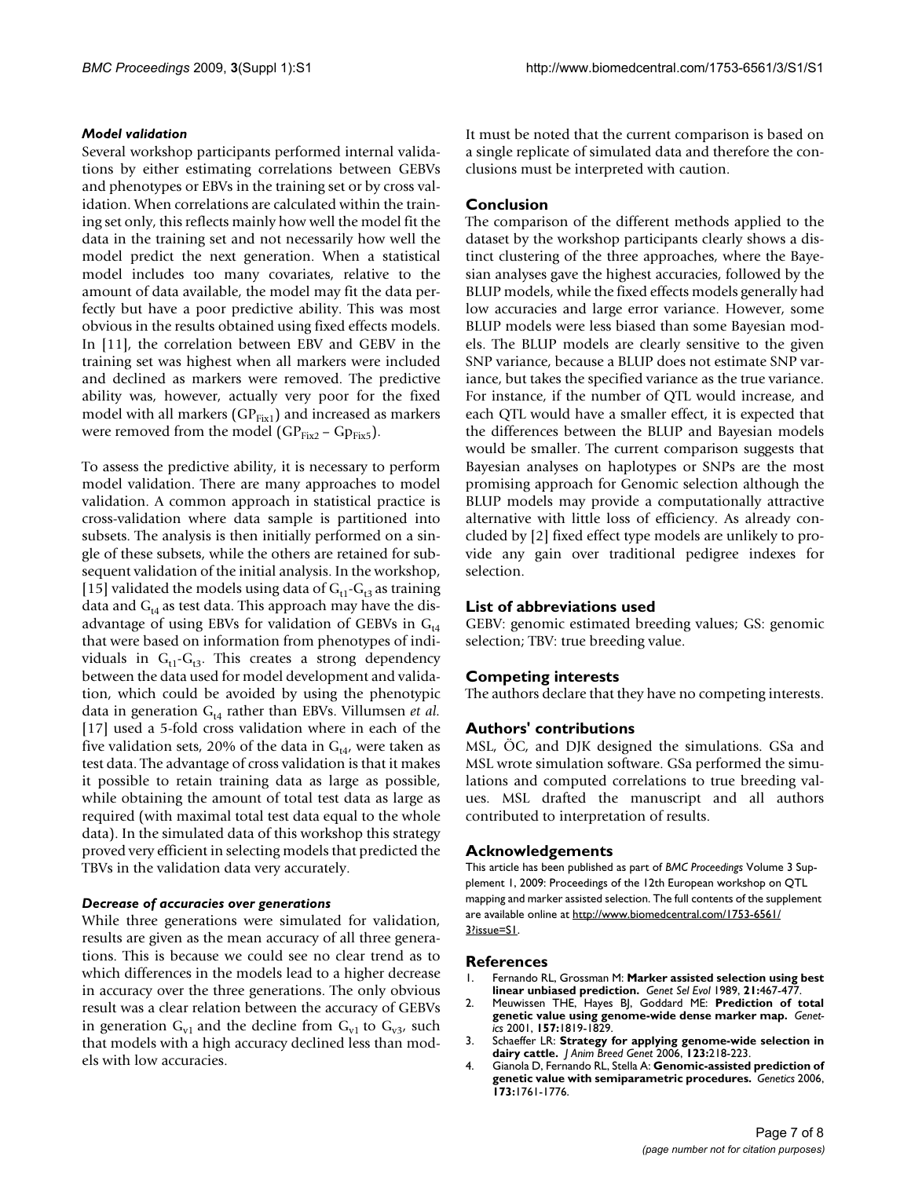#### *Model validation*

Several workshop participants performed internal validations by either estimating correlations between GEBVs and phenotypes or EBVs in the training set or by cross validation. When correlations are calculated within the training set only, this reflects mainly how well the model fit the data in the training set and not necessarily how well the model predict the next generation. When a statistical model includes too many covariates, relative to the amount of data available, the model may fit the data perfectly but have a poor predictive ability. This was most obvious in the results obtained using fixed effects models. In [11], the correlation between EBV and GEBV in the training set was highest when all markers were included and declined as markers were removed. The predictive ability was, however, actually very poor for the fixed model with all markers ($GP_{Fix1}$) and increased as markers were removed from the model ($GP_{Fix2}$ – $Gp_{Fix5}$).

To assess the predictive ability, it is necessary to perform model validation. There are many approaches to model validation. A common approach in statistical practice is cross-validation where data sample is partitioned into subsets. The analysis is then initially performed on a single of these subsets, while the others are retained for subsequent validation of the initial analysis. In the workshop, [15] validated the models using data of $G_{t1}$-$G_{t3}$ as training data and $G_{t4}$ as test data. This approach may have the disadvantage of using EBVs for validation of GEBVs in $G_{t4}$ that were based on information from phenotypes of individuals in $G_{t1}$-$G_{t3}$. This creates a strong dependency between the data used for model development and validation, which could be avoided by using the phenotypic data in generation $G_{t4}$ rather than EBVs. Villumsen *et al.* [17] used a 5-fold cross validation where in each of the five validation sets, 20% of the data in $G_{t4}$, were taken as test data. The advantage of cross validation is that it makes it possible to retain training data as large as possible, while obtaining the amount of total test data as large as required (with maximal total test data equal to the whole data). In the simulated data of this workshop this strategy proved very efficient in selecting models that predicted the TBVs in the validation data very accurately.

#### *Decrease of accuracies over generations*

While three generations were simulated for validation, results are given as the mean accuracy of all three generations. This is because we could see no clear trend as to which differences in the models lead to a higher decrease in accuracy over the three generations. The only obvious result was a clear relation between the accuracy of GEBVs in generation $G_{v1}$ and the decline from $G_{v1}$ to $G_{v3}$, such that models with a high accuracy declined less than models with low accuracies.

It must be noted that the current comparison is based on a single replicate of simulated data and therefore the conclusions must be interpreted with caution.

## Conclusion

The comparison of the different methods applied to the dataset by the workshop participants clearly shows a distinct clustering of the three approaches, where the Bayesian analyses gave the highest accuracies, followed by the BLUP models, while the fixed effects models generally had low accuracies and large error variance. However, some BLUP models were less biased than some Bayesian models. The BLUP models are clearly sensitive to the given SNP variance, because a BLUP does not estimate SNP variance, but takes the specified variance as the true variance. For instance, if the number of QTL would increase, and each QTL would have a smaller effect, it is expected that the differences between the BLUP and Bayesian models would be smaller. The current comparison suggests that Bayesian analyses on haplotypes or SNPs are the most promising approach for Genomic selection although the BLUP models may provide a computationally attractive alternative with little loss of efficiency. As already concluded by [2] fixed effect type models are unlikely to provide any gain over traditional pedigree indexes for selection.

## List of abbreviations used

GEBV: genomic estimated breeding values; GS: genomic selection; TBV: true breeding value.

## Competing interests

The authors declare that they have no competing interests.

## Authors' contributions

MSL, ÖC, and DJK designed the simulations. GSa and MSL wrote simulation software. GSa performed the simulations and computed correlations to true breeding values. MSL drafted the manuscript and all authors contributed to interpretation of results.

## Acknowledgements

This article has been published as part of *BMC Proceedings* Volume 3 Supplement 1, 2009: Proceedings of the 12th European workshop on QTL mapping and marker assisted selection. The full contents of the supplement are available online at http://www.biomedcentral.com/1753-6561/3?issue=S1.

## References

1. Fernando RL, Grossman M: **Marker assisted selection using best linear unbiased prediction.** *Genet Sel Evol* 1989, **21:**467-477.
2. Meuwissen THE, Hayes BJ, Goddard ME: **Prediction of total genetic value using genome-wide dense marker map.** *Genetics* 2001, **157:**1819-1829.
3. Schaeffer LR: **Strategy for applying genome-wide selection in dairy cattle.** *J Anim Breed Genet* 2006, **123:**218-223.
4. Gianola D, Fernando RL, Stella A: **Genomic-assisted prediction of genetic value with semiparametric procedures.** *Genetics* 2006, **173:**1761-1776.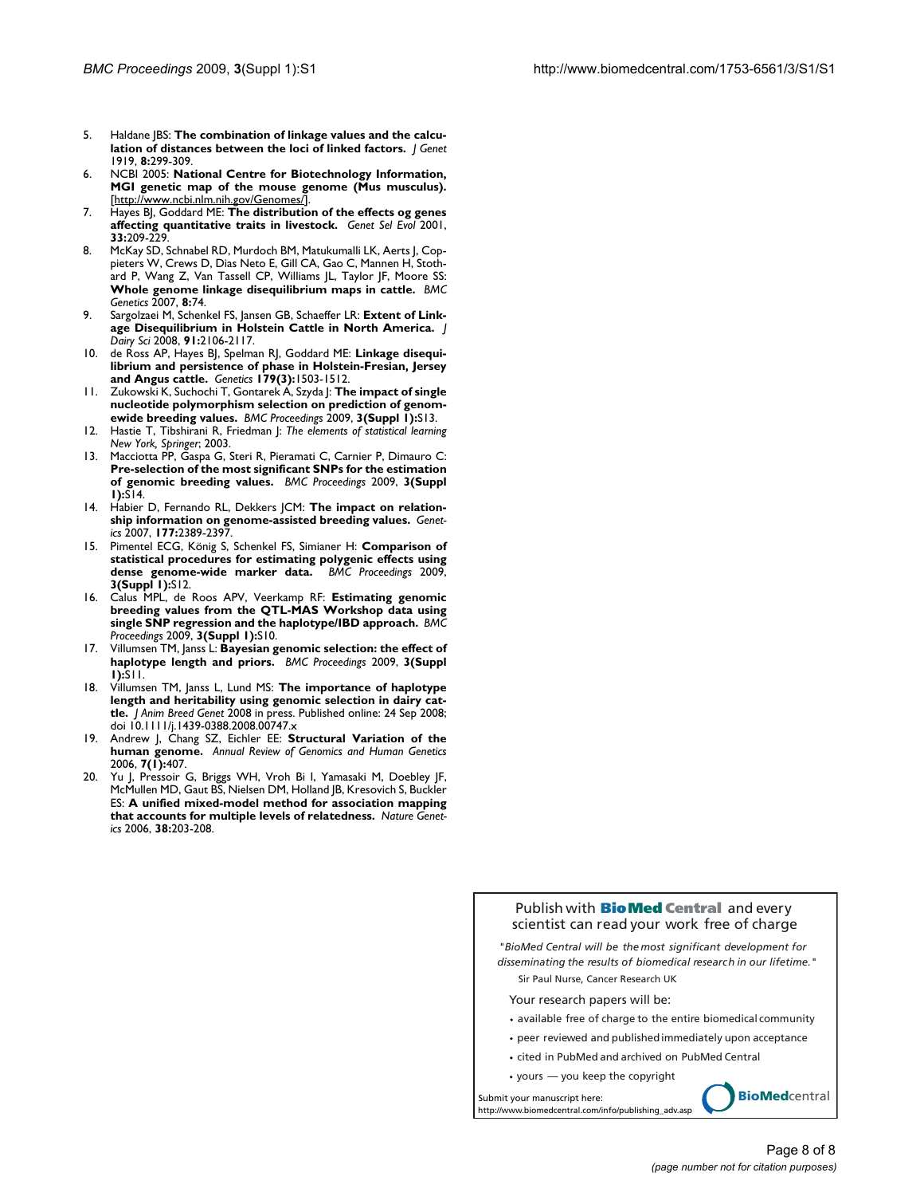5. Haldane JBS: **The combination of linkage values and the calculation of distances between the loci of linked factors.** *J Genet* 1919, **8:**299-309.
6. NCBI 2005: **National Centre for Biotechnology Information, MGI genetic map of the mouse genome (Mus musculus).** [http://www.ncbi.nlm.nih.gov/Genomes/].
7. Hayes BJ, Goddard ME: **The distribution of the effects og genes affecting quantitative traits in livestock.** *Genet Sel Evol* 2001, **33:**209-229.
8. McKay SD, Schnabel RD, Murdoch BM, Matukumalli LK, Aerts J, Coppieters W, Crews D, Dias Neto E, Gill CA, Gao C, Mannen H, Stothard P, Wang Z, Van Tassell CP, Williams JL, Taylor JF, Moore SS: **Whole genome linkage disequilibrium maps in cattle.** *BMC Genetics* 2007, **8:**74.
9. Sargolzaei M, Schenkel FS, Jansen GB, Schaeffer LR: **Extent of Linkage Disequilibrium in Holstein Cattle in North America.** *J Dairy Sci* 2008, **91:**2106-2117.
10. de Ross AP, Hayes BJ, Spelman RJ, Goddard ME: **Linkage disequilibrium and persistence of phase in Holstein-Fresian, Jersey and Angus cattle.** *Genetics* **179(3):**1503-1512.
11. Zukowski K, Suchochi T, Gontarek A, Szyda J: **The impact of single nucleotide polymorphism selection on prediction of genomewide breeding values.** *BMC Proceedings* 2009, **3(Suppl 1):**S13.
12. Hastie T, Tibshirani R, Friedman J: *The elements of statistical learning New York, Springer*; 2003.
13. Macciotta PP, Gaspa G, Steri R, Pieramati C, Carnier P, Dimauro C: **Pre-selection of the most significant SNPs for the estimation of genomic breeding values.** *BMC Proceedings* 2009, **3(Suppl 1):**S14.
14. Habier D, Fernando RL, Dekkers JCM: **The impact on relationship information on genome-assisted breeding values.** *Genetics* 2007, **177:**2389-2397.
15. Pimentel ECG, König S, Schenkel FS, Simianer H: **Comparison of statistical procedures for estimating polygenic effects using dense genome-wide marker data.** *BMC Proceedings* 2009, **3(Suppl 1):**S12.
16. Calus MPL, de Roos APV, Veerkamp RF: **Estimating genomic breeding values from the QTL-MAS Workshop data using single SNP regression and the haplotype/IBD approach.** *BMC Proceedings* 2009, **3(Suppl 1):**S10.
17. Villumsen TM, Janss L: **Bayesian genomic selection: the effect of haplotype length and priors.** *BMC Proceedings* 2009, **3(Suppl 1):**S11.
18. Villumsen TM, Janss L, Lund MS: **The importance of haplotype length and heritability using genomic selection in dairy cattle.** *J Anim Breed Genet* 2008 in press. Published online: 24 Sep 2008; doi 10.1111/j.1439-0388.2008.00747.x
19. Andrew J, Chang SZ, Eichler EE: **Structural Variation of the human genome.** *Annual Review of Genomics and Human Genetics* 2006, **7(1):**407.
20. Yu J, Pressoir G, Briggs WH, Vroh Bi I, Yamasaki M, Doebley JF, McMullen MD, Gaut BS, Nielsen DM, Holland JB, Kresovich S, Buckler ES: **A unified mixed-model method for association mapping that accounts for multiple levels of relatedness.** *Nature Genetics* 2006, **38:**203-208.

Publish with **BioMed Central** and every scientist can read your work free of charge

*"BioMed Central will be the most significant development for disseminating the results of biomedical research in our lifetime."*

Sir Paul Nurse, Cancer Research UK

Your research papers will be:

- available free of charge to the entire biomedical community
- peer reviewed and published immediately upon acceptance
- cited in PubMed and archived on PubMed Central
- yours — you keep the copyright

Submit your manuscript here:
http://www.biomedcentral.com/info/publishing_adv.asp

**BioMed**central